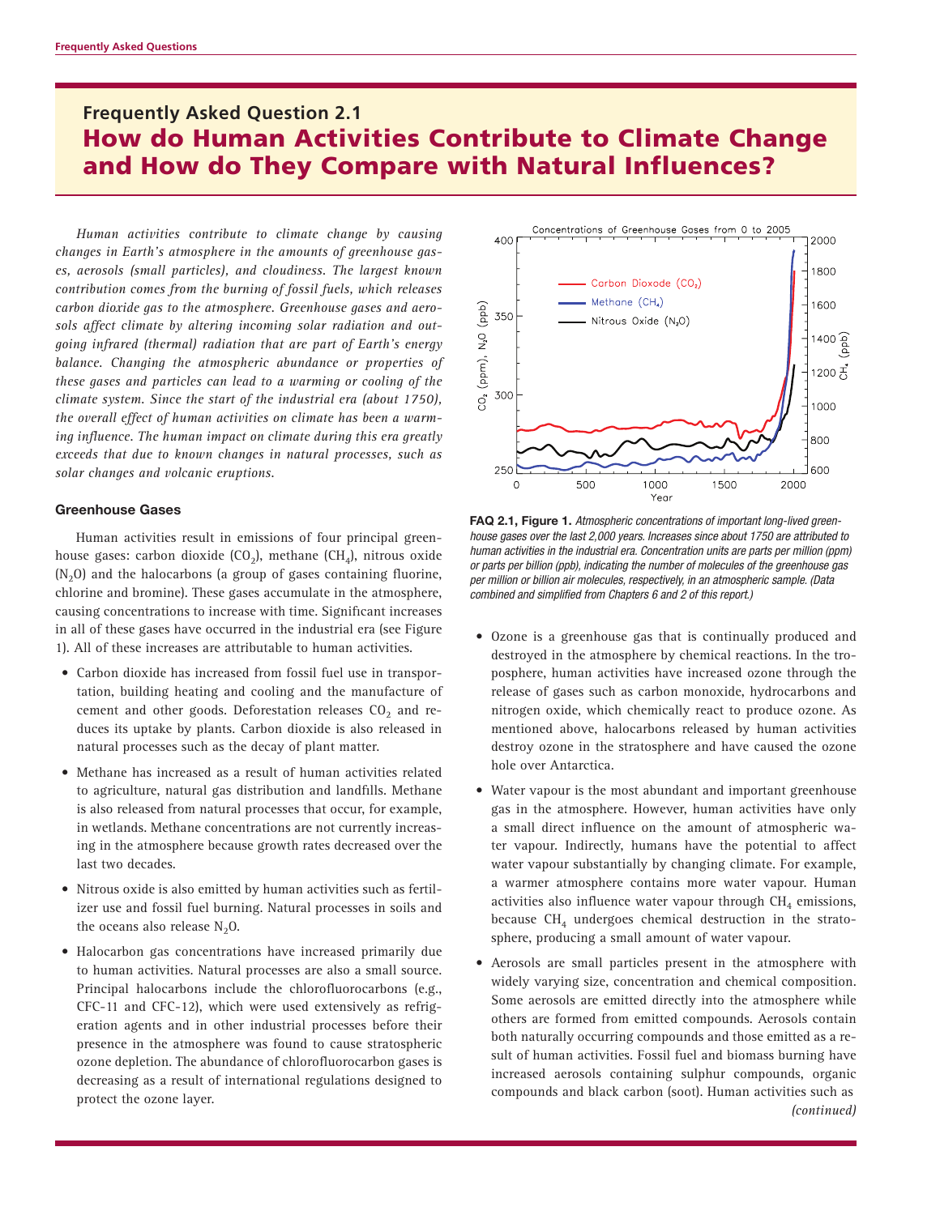# Frequently Asked Question 2.1

## How do Human Activities Contribute to Climate Change and How do They Compare with Natural Influences?

*Human activities contribute to climate change by causing changes in Earth's atmosphere in the amounts of greenhouse gases, aerosols (small particles), and cloudiness. The largest known contribution comes from the burning of fossil fuels, which releases carbon dioxide gas to the atmosphere. Greenhouse gases and aerosols affect climate by altering incoming solar radiation and outgoing infrared (thermal) radiation that are part of Earth's energy balance. Changing the atmospheric abundance or properties of these gases and particles can lead to a warming or cooling of the climate system. Since the start of the industrial era (about 1750), the overall effect of human activities on climate has been a warming influence. The human impact on climate during this era greatly exceeds that due to known changes in natural processes, such as solar changes and volcanic eruptions.*

### Greenhouse Gases

Human activities result in emissions of four principal greenhouse gases: carbon dioxide ($CO_2$), methane ($CH_4$), nitrous oxide ($N_2O$) and the halocarbons (a group of gases containing fluorine, chlorine and bromine). These gases accumulate in the atmosphere, causing concentrations to increase with time. Significant increases in all of these gases have occurred in the industrial era (see Figure 1). All of these increases are attributable to human activities.

- Carbon dioxide has increased from fossil fuel use in transportation, building heating and cooling and the manufacture of cement and other goods. Deforestation releases $CO_2$ and reduces its uptake by plants. Carbon dioxide is also released in natural processes such as the decay of plant matter.
- Methane has increased as a result of human activities related to agriculture, natural gas distribution and landfills. Methane is also released from natural processes that occur, for example, in wetlands. Methane concentrations are not currently increasing in the atmosphere because growth rates decreased over the last two decades.
- Nitrous oxide is also emitted by human activities such as fertilizer use and fossil fuel burning. Natural processes in soils and the oceans also release $N_2O$.
- Halocarbon gas concentrations have increased primarily due to human activities. Natural processes are also a small source. Principal halocarbons include the chlorofluorocarbons (e.g., CFC-11 and CFC-12), which were used extensively as refrigeration agents and in other industrial processes before their presence in the atmosphere was found to cause stratospheric ozone depletion. The abundance of chlorofluorocarbon gases is decreasing as a result of international regulations designed to protect the ozone layer.

**FAQ 2.1, Figure 1.** *Atmospheric concentrations of important long-lived greenhouse gases over the last 2,000 years. Increases since about 1750 are attributed to human activities in the industrial era. Concentration units are parts per million (ppm) or parts per billion (ppb), indicating the number of molecules of the greenhouse gas per million or billion air molecules, respectively, in an atmospheric sample. (Data combined and simplified from Chapters 6 and 2 of this report.)*

- Ozone is a greenhouse gas that is continually produced and destroyed in the atmosphere by chemical reactions. In the troposphere, human activities have increased ozone through the release of gases such as carbon monoxide, hydrocarbons and nitrogen oxide, which chemically react to produce ozone. As mentioned above, halocarbons released by human activities destroy ozone in the stratosphere and have caused the ozone hole over Antarctica.
- Water vapour is the most abundant and important greenhouse gas in the atmosphere. However, human activities have only a small direct influence on the amount of atmospheric water vapour. Indirectly, humans have the potential to affect water vapour substantially by changing climate. For example, a warmer atmosphere contains more water vapour. Human activities also influence water vapour through $CH_4$ emissions, because $CH_4$ undergoes chemical destruction in the stratosphere, producing a small amount of water vapour.
- Aerosols are small particles present in the atmosphere with widely varying size, concentration and chemical composition. Some aerosols are emitted directly into the atmosphere while others are formed from emitted compounds. Aerosols contain both naturally occurring compounds and those emitted as a result of human activities. Fossil fuel and biomass burning have increased aerosols containing sulphur compounds, organic compounds and black carbon (soot). Human activities such as

*(continued)*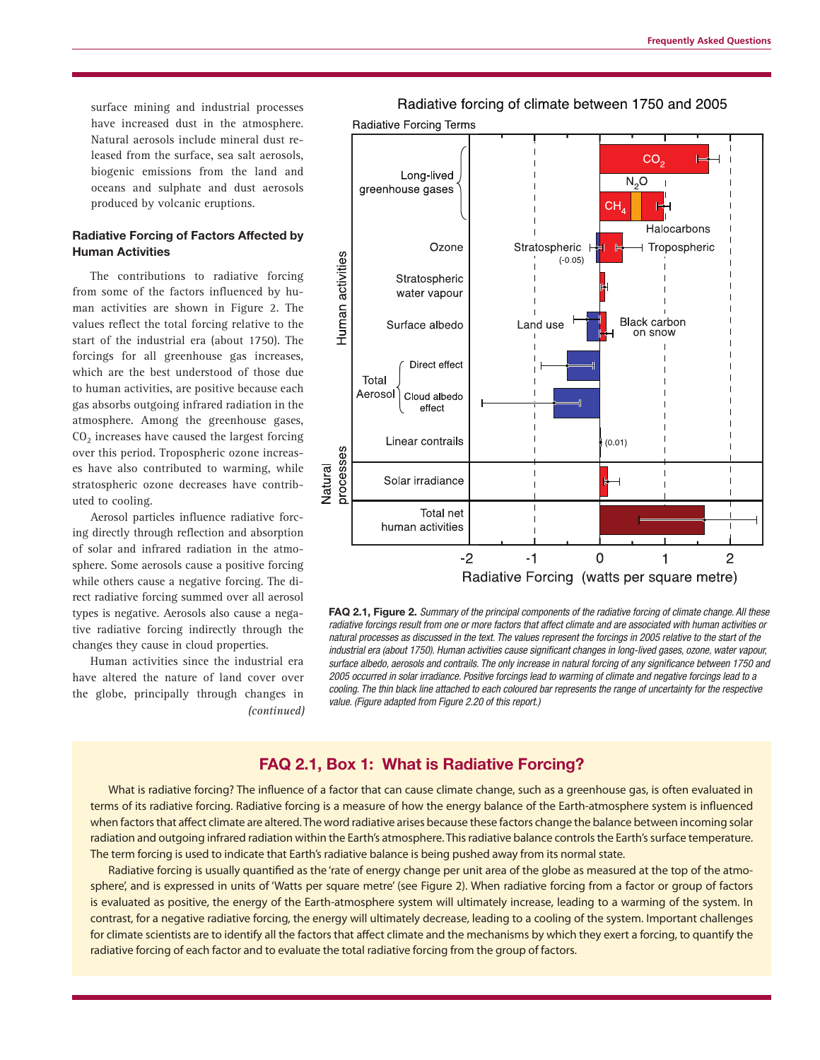surface mining and industrial processes have increased dust in the atmosphere. Natural aerosols include mineral dust released from the surface, sea salt aerosols, biogenic emissions from the land and oceans and sulphate and dust aerosols produced by volcanic eruptions.

### Radiative Forcing of Factors Affected by Human Activities

The contributions to radiative forcing from some of the factors influenced by human activities are shown in Figure 2. The values reflect the total forcing relative to the start of the industrial era (about 1750). The forcings for all greenhouse gas increases, which are the best understood of those due to human activities, are positive because each gas absorbs outgoing infrared radiation in the atmosphere. Among the greenhouse gases, $CO_2$ increases have caused the largest forcing over this period. Tropospheric ozone increases have also contributed to warming, while stratospheric ozone decreases have contributed to cooling.

Aerosol particles influence radiative forcing directly through reflection and absorption of solar and infrared radiation in the atmosphere. Some aerosols cause a positive forcing while others cause a negative forcing. The direct radiative forcing summed over all aerosol types is negative. Aerosols also cause a negative radiative forcing indirectly through the changes they cause in cloud properties.

Human activities since the industrial era have altered the nature of land cover over the globe, principally through changes in *(continued)*

**FAQ 2.1, Figure 2.** *Summary of the principal components of the radiative forcing of climate change. All these radiative forcings result from one or more factors that affect climate and are associated with human activities or natural processes as discussed in the text. The values represent the forcings in 2005 relative to the start of the industrial era (about 1750). Human activities cause significant changes in long-lived gases, ozone, water vapour, surface albedo, aerosols and contrails. The only increase in natural forcing of any significance between 1750 and 2005 occurred in solar irradiance. Positive forcings lead to warming of climate and negative forcings lead to a cooling. The thin black line attached to each coloured bar represents the range of uncertainty for the respective value. (Figure adapted from Figure 2.20 of this report.)*

## FAQ 2.1, Box 1: What is Radiative Forcing?

What is radiative forcing? The influence of a factor that can cause climate change, such as a greenhouse gas, is often evaluated in terms of its radiative forcing. Radiative forcing is a measure of how the energy balance of the Earth-atmosphere system is influenced when factors that affect climate are altered. The word radiative arises because these factors change the balance between incoming solar radiation and outgoing infrared radiation within the Earth's atmosphere. This radiative balance controls the Earth's surface temperature. The term forcing is used to indicate that Earth's radiative balance is being pushed away from its normal state.

Radiative forcing is usually quantified as the 'rate of energy change per unit area of the globe as measured at the top of the atmosphere', and is expressed in units of 'Watts per square metre' (see Figure 2). When radiative forcing from a factor or group of factors is evaluated as positive, the energy of the Earth-atmosphere system will ultimately increase, leading to a warming of the system. In contrast, for a negative radiative forcing, the energy will ultimately decrease, leading to a cooling of the system. Important challenges for climate scientists are to identify all the factors that affect climate and the mechanisms by which they exert a forcing, to quantify the radiative forcing of each factor and to evaluate the total radiative forcing from the group of factors.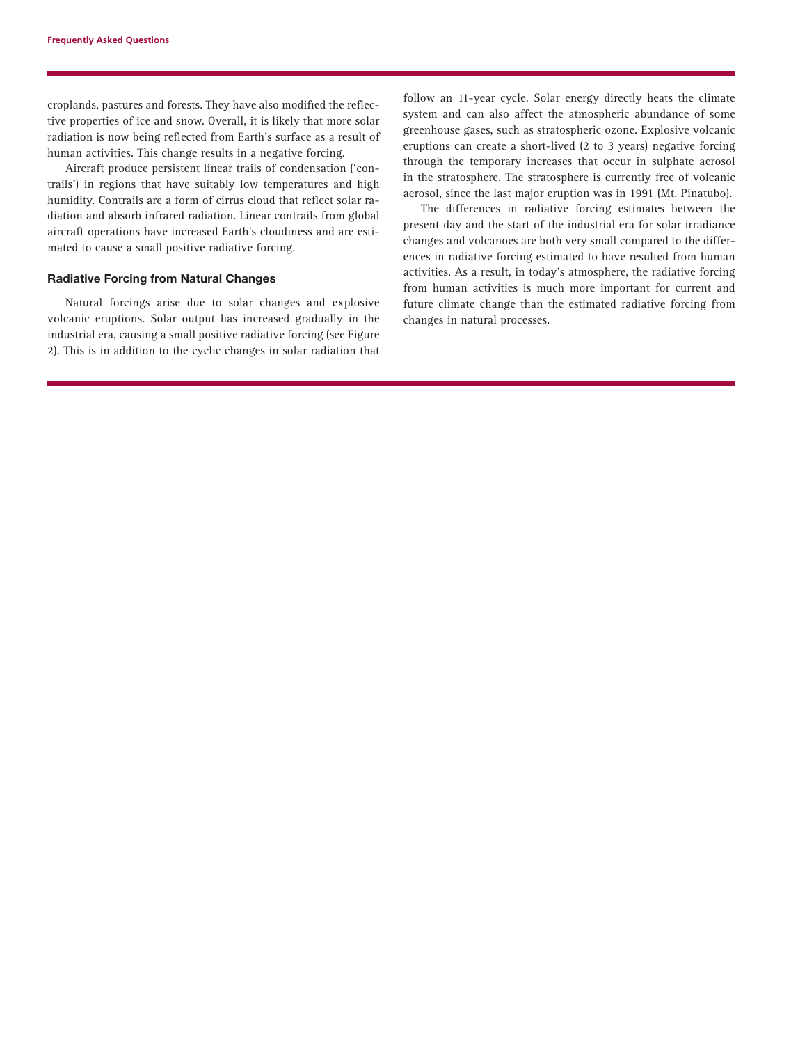croplands, pastures and forests. They have also modified the reflective properties of ice and snow. Overall, it is likely that more solar radiation is now being reflected from Earth's surface as a result of human activities. This change results in a negative forcing.

Aircraft produce persistent linear trails of condensation ('contrails') in regions that have suitably low temperatures and high humidity. Contrails are a form of cirrus cloud that reflect solar radiation and absorb infrared radiation. Linear contrails from global aircraft operations have increased Earth's cloudiness and are estimated to cause a small positive radiative forcing.

### Radiative Forcing from Natural Changes

Natural forcings arise due to solar changes and explosive volcanic eruptions. Solar output has increased gradually in the industrial era, causing a small positive radiative forcing (see Figure 2). This is in addition to the cyclic changes in solar radiation that follow an 11-year cycle. Solar energy directly heats the climate system and can also affect the atmospheric abundance of some greenhouse gases, such as stratospheric ozone. Explosive volcanic eruptions can create a short-lived (2 to 3 years) negative forcing through the temporary increases that occur in sulphate aerosol in the stratosphere. The stratosphere is currently free of volcanic aerosol, since the last major eruption was in 1991 (Mt. Pinatubo).

The differences in radiative forcing estimates between the present day and the start of the industrial era for solar irradiance changes and volcanoes are both very small compared to the differences in radiative forcing estimated to have resulted from human activities. As a result, in today's atmosphere, the radiative forcing from human activities is much more important for current and future climate change than the estimated radiative forcing from changes in natural processes.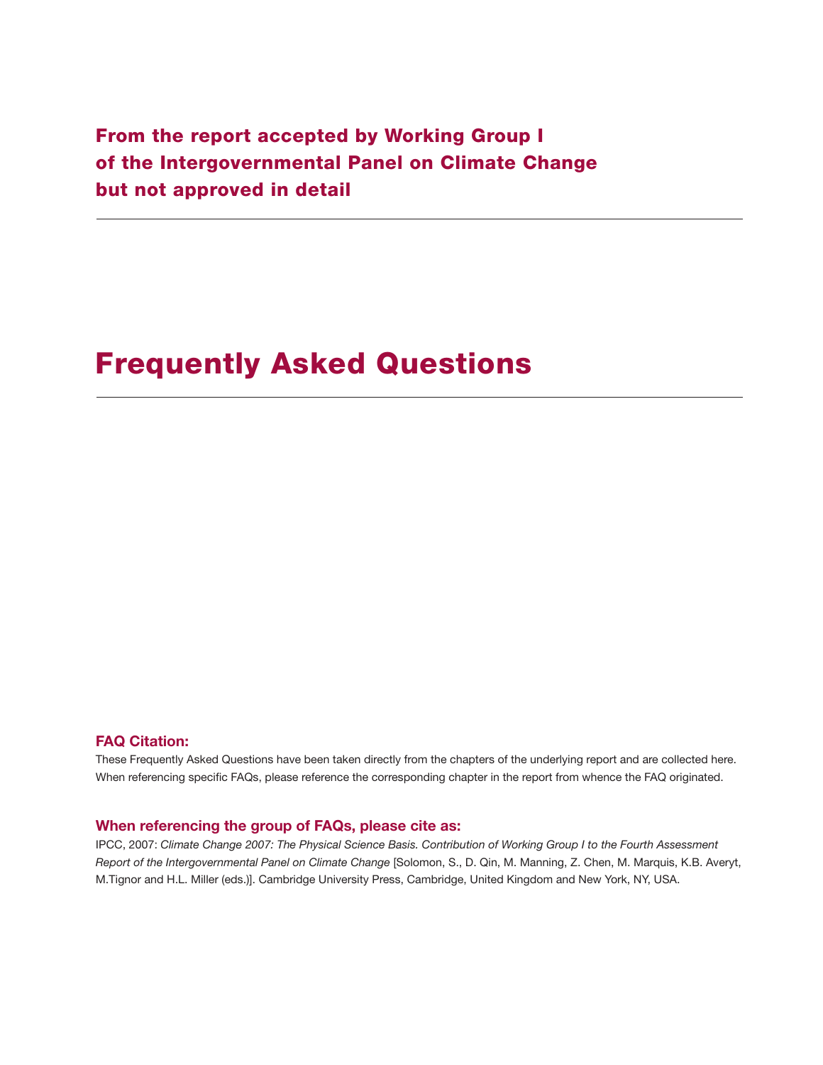**From the report accepted by Working Group I of the Intergovernmental Panel on Climate Change but not approved in detail**

# Frequently Asked Questions

### FAQ Citation:

These Frequently Asked Questions have been taken directly from the chapters of the underlying report and are collected here. When referencing specific FAQs, please reference the corresponding chapter in the report from whence the FAQ originated.

### When referencing the group of FAQs, please cite as:

IPCC, 2007: *Climate Change 2007: The Physical Science Basis. Contribution of Working Group I to the Fourth Assessment Report of the Intergovernmental Panel on Climate Change* [Solomon, S., D. Qin, M. Manning, Z. Chen, M. Marquis, K.B. Averyt, M.Tignor and H.L. Miller (eds.)]. Cambridge University Press, Cambridge, United Kingdom and New York, NY, USA.